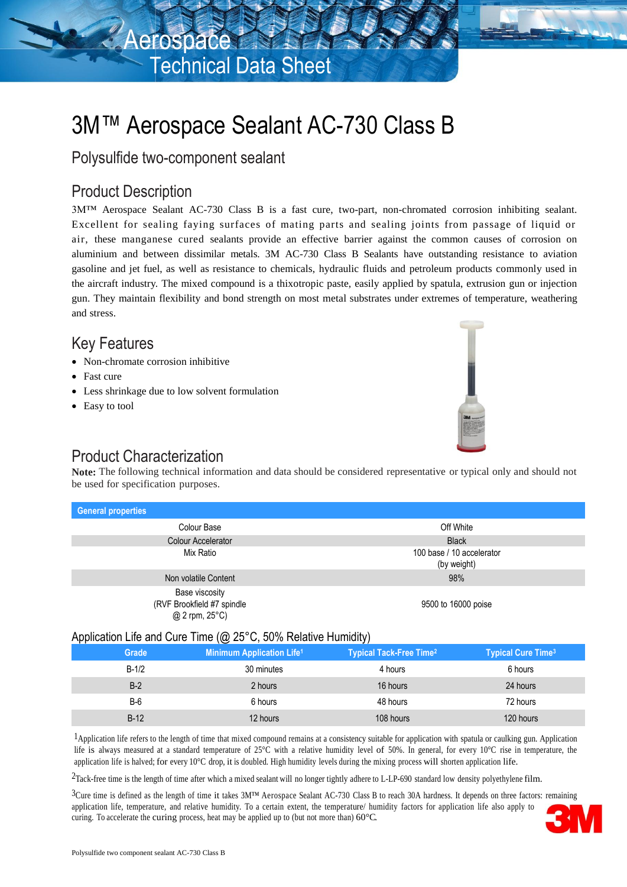Aerospace
Technical Data Sheet

# 3M™ Aerospace Sealant AC-730 Class B

## Polysulfide two-component sealant

## Product Description

3M™ Aerospace Sealant AC-730 Class B is a fast cure, two-part, non-chromated corrosion inhibiting sealant. Excellent for sealing faying surfaces of mating parts and sealing joints from passage of liquid or air, these manganese cured sealants provide an effective barrier against the common causes of corrosion on aluminium and between dissimilar metals. 3M AC-730 Class B Sealants have outstanding resistance to aviation gasoline and jet fuel, as well as resistance to chemicals, hydraulic fluids and petroleum products commonly used in the aircraft industry. The mixed compound is a thixotropic paste, easily applied by spatula, extrusion gun or injection gun. They maintain flexibility and bond strength on most metal substrates under extremes of temperature, weathering and stress.

## Key Features

- Non-chromate corrosion inhibitive
- Fast cure
- Less shrinkage due to low solvent formulation
- Easy to tool

## Product Characterization

**Note:** The following technical information and data should be considered representative or typical only and should not be used for specification purposes.

| General properties | |
|---|---|
| Colour Base | Off White |
| Colour Accelerator | Black |
| Mix Ratio | 100 base / 10 accelerator (by weight) |
| Non volatile Content | 98% |
| Base viscosity (RVF Brookfield #7 spindle @ 2 rpm, 25°C) | 9500 to 16000 poise |

### Application Life and Cure Time (@ 25°C, 50% Relative Humidity)

| Grade | Minimum Application Life[1] | Typical Tack-Free Time[2] | Typical Cure Time[3] |
|---|---|---|---|
| B-1/2 | 30 minutes | 4 hours | 6 hours |
| B-2 | 2 hours | 16 hours | 24 hours |
| B-6 | 6 hours | 48 hours | 72 hours |
| B-12 | 12 hours | 108 hours | 120 hours |

[1]Application life refers to the length of time that mixed compound remains at a consistency suitable for application with spatula or caulking gun. Application life is always measured at a standard temperature of 25°C with a relative humidity level of 50%. In general, for every 10°C rise in temperature, the application life is halved; for every 10°C drop, it is doubled. High humidity levels during the mixing process will shorten application life.

[2]Tack-free time is the length of time after which a mixed sealant will no longer tightly adhere to L-LP-690 standard low density polyethylene film.

[3]Cure time is defined as the length of time it takes 3M™ Aerospace Sealant AC-730 Class B to reach 30A hardness. It depends on three factors: remaining application life, temperature, and relative humidity. To a certain extent, the temperature/ humidity factors for application life also apply to curing. To accelerate the curing process, heat may be applied up to (but not more than) 60°C.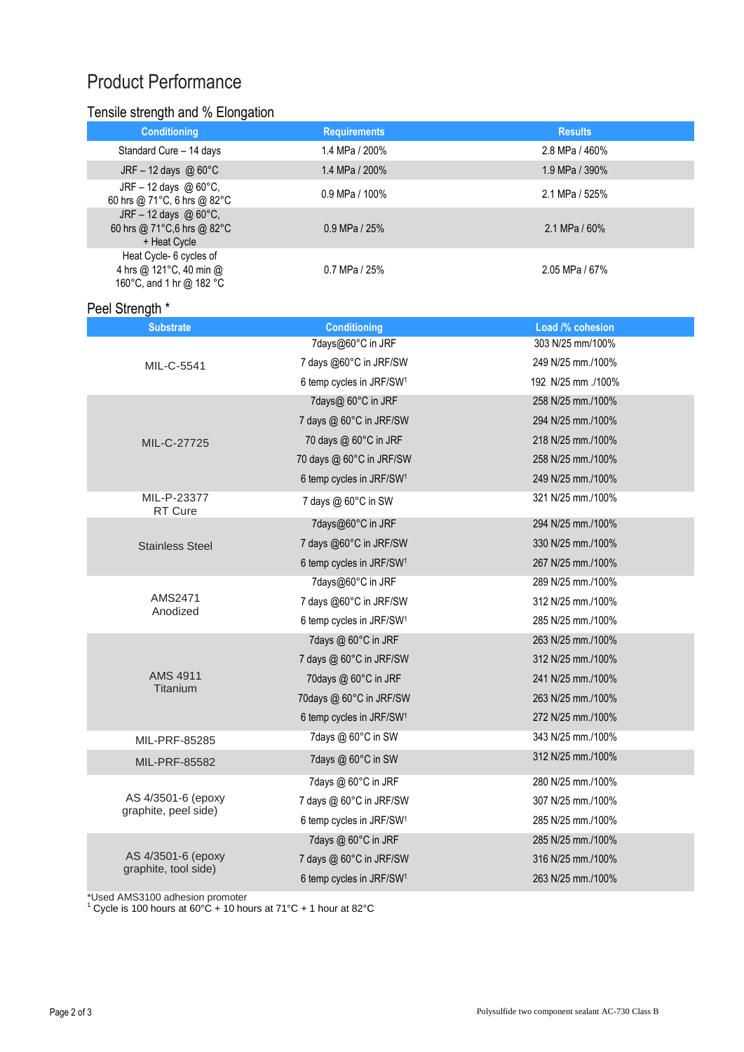# Product Performance

## Tensile strength and % Elongation

| Conditioning | Requirements | Results |
|---|---|---|
| Standard Cure – 14 days | 1.4 MPa / 200% | 2.8 MPa / 460% |
| JRF – 12 days @ 60°C | 1.4 MPa / 200% | 1.9 MPa / 390% |
| JRF – 12 days @ 60°C, 60 hrs @ 71°C, 6 hrs @ 82°C | 0.9 MPa / 100% | 2.1 MPa / 525% |
| JRF – 12 days @ 60°C, 60 hrs @ 71°C,6 hrs @ 82°C + Heat Cycle | 0.9 MPa / 25% | 2.1 MPa / 60% |
| Heat Cycle- 6 cycles of 4 hrs @ 121°C, 40 min @ 160°C, and 1 hr @ 182 °C | 0.7 MPa / 25% | 2.05 MPa / 67% |

## Peel Strength *

| Substrate | Conditioning | Load /% cohesion |
|---|---|---|
| MIL-C-5541 | 7days@60°C in JRF | 303 N/25 mm/100% |
| | 7 days @60°C in JRF/SW | 249 N/25 mm./100% |
| | 6 temp cycles in JRF/SW[1] | 192 N/25 mm ./100% |
| MIL-C-27725 | 7days@ 60°C in JRF | 258 N/25 mm./100% |
| | 7 days @ 60°C in JRF/SW | 294 N/25 mm./100% |
| | 70 days @ 60°C in JRF | 218 N/25 mm./100% |
| | 70 days @ 60°C in JRF/SW | 258 N/25 mm./100% |
| | 6 temp cycles in JRF/SW[1] | 249 N/25 mm./100% |
| MIL-P-23377 RT Cure | 7 days @ 60°C in SW | 321 N/25 mm./100% |
| Stainless Steel | 7days@60°C in JRF | 294 N/25 mm./100% |
| | 7 days @60°C in JRF/SW | 330 N/25 mm./100% |
| | 6 temp cycles in JRF/SW[1] | 267 N/25 mm./100% |
| AMS2471 Anodized | 7days@60°C in JRF | 289 N/25 mm./100% |
| | 7 days @60°C in JRF/SW | 312 N/25 mm./100% |
| | 6 temp cycles in JRF/SW[1] | 285 N/25 mm./100% |
| AMS 4911 Titanium | 7days @ 60°C in JRF | 263 N/25 mm./100% |
| | 7 days @ 60°C in JRF/SW | 312 N/25 mm./100% |
| | 70days @ 60°C in JRF | 241 N/25 mm./100% |
| | 70days @ 60°C in JRF/SW | 263 N/25 mm./100% |
| | 6 temp cycles in JRF/SW[1] | 272 N/25 mm./100% |
| MIL-PRF-85285 | 7days @ 60°C in SW | 343 N/25 mm./100% |
| MIL-PRF-85582 | 7days @ 60°C in SW | 312 N/25 mm./100% |
| AS 4/3501-6 (epoxy graphite, peel side) | 7days @ 60°C in JRF | 280 N/25 mm./100% |
| | 7 days @ 60°C in JRF/SW | 307 N/25 mm./100% |
| | 6 temp cycles in JRF/SW[1] | 285 N/25 mm./100% |
| AS 4/3501-6 (epoxy graphite, tool side) | 7days @ 60°C in JRF | 285 N/25 mm./100% |
| | 7 days @ 60°C in JRF/SW | 316 N/25 mm./100% |
| | 6 temp cycles in JRF/SW[1] | 263 N/25 mm./100% |

*Used AMS3100 adhesion promoter

[1] Cycle is 100 hours at 60°C + 10 hours at 71°C + 1 hour at 82°C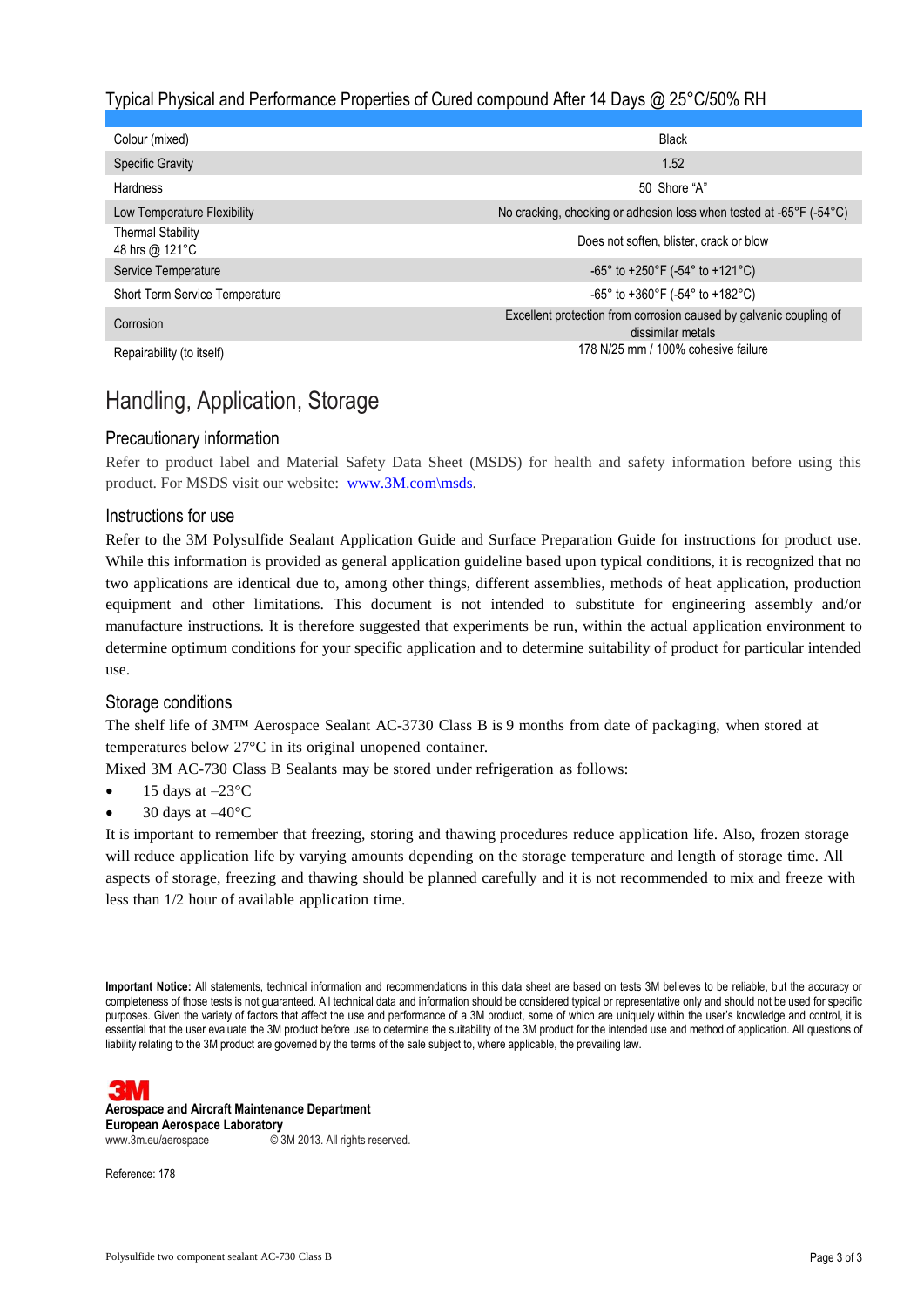## Typical Physical and Performance Properties of Cured compound After 14 Days @ 25°C/50% RH

| | |
|---|---|
| Colour (mixed) | Black |
| Specific Gravity | 1.52 |
| Hardness | 50 Shore "A" |
| Low Temperature Flexibility | No cracking, checking or adhesion loss when tested at -65°F (-54°C) |
| Thermal Stability 48 hrs @ 121°C | Does not soften, blister, crack or blow |
| Service Temperature | -65° to +250°F (-54° to +121°C) |
| Short Term Service Temperature | -65° to +360°F (-54° to +182°C) |
| Corrosion | Excellent protection from corrosion caused by galvanic coupling of dissimilar metals |
| Repairability (to itself) | 178 N/25 mm / 100% cohesive failure |

# Handling, Application, Storage

## Precautionary information

Refer to product label and Material Safety Data Sheet (MSDS) for health and safety information before using this product. For MSDS visit our website: www.3M.com\msds.

## Instructions for use

Refer to the 3M Polysulfide Sealant Application Guide and Surface Preparation Guide for instructions for product use. While this information is provided as general application guideline based upon typical conditions, it is recognized that no two applications are identical due to, among other things, different assemblies, methods of heat application, production equipment and other limitations. This document is not intended to substitute for engineering assembly and/or manufacture instructions. It is therefore suggested that experiments be run, within the actual application environment to determine optimum conditions for your specific application and to determine suitability of product for particular intended use.

## Storage conditions

The shelf life of 3M™ Aerospace Sealant AC-3730 Class B is 9 months from date of packaging, when stored at temperatures below 27°C in its original unopened container.

Mixed 3M AC-730 Class B Sealants may be stored under refrigeration as follows:

- 15 days at –23°C
- 30 days at –40°C

It is important to remember that freezing, storing and thawing procedures reduce application life. Also, frozen storage will reduce application life by varying amounts depending on the storage temperature and length of storage time. All aspects of storage, freezing and thawing should be planned carefully and it is not recommended to mix and freeze with less than 1/2 hour of available application time.

**Important Notice:** All statements, technical information and recommendations in this data sheet are based on tests 3M believes to be reliable, but the accuracy or completeness of those tests is not guaranteed. All technical data and information should be considered typical or representative only and should not be used for specific purposes. Given the variety of factors that affect the use and performance of a 3M product, some of which are uniquely within the user's knowledge and control, it is essential that the user evaluate the 3M product before use to determine the suitability of the 3M product for the intended use and method of application. All questions of liability relating to the 3M product are governed by the terms of the sale subject to, where applicable, the prevailing law.

3M

**Aerospace and Aircraft Maintenance Department**
**European Aerospace Laboratory**
www.3m.eu/aerospace © 3M 2013. All rights reserved.

Reference: 178